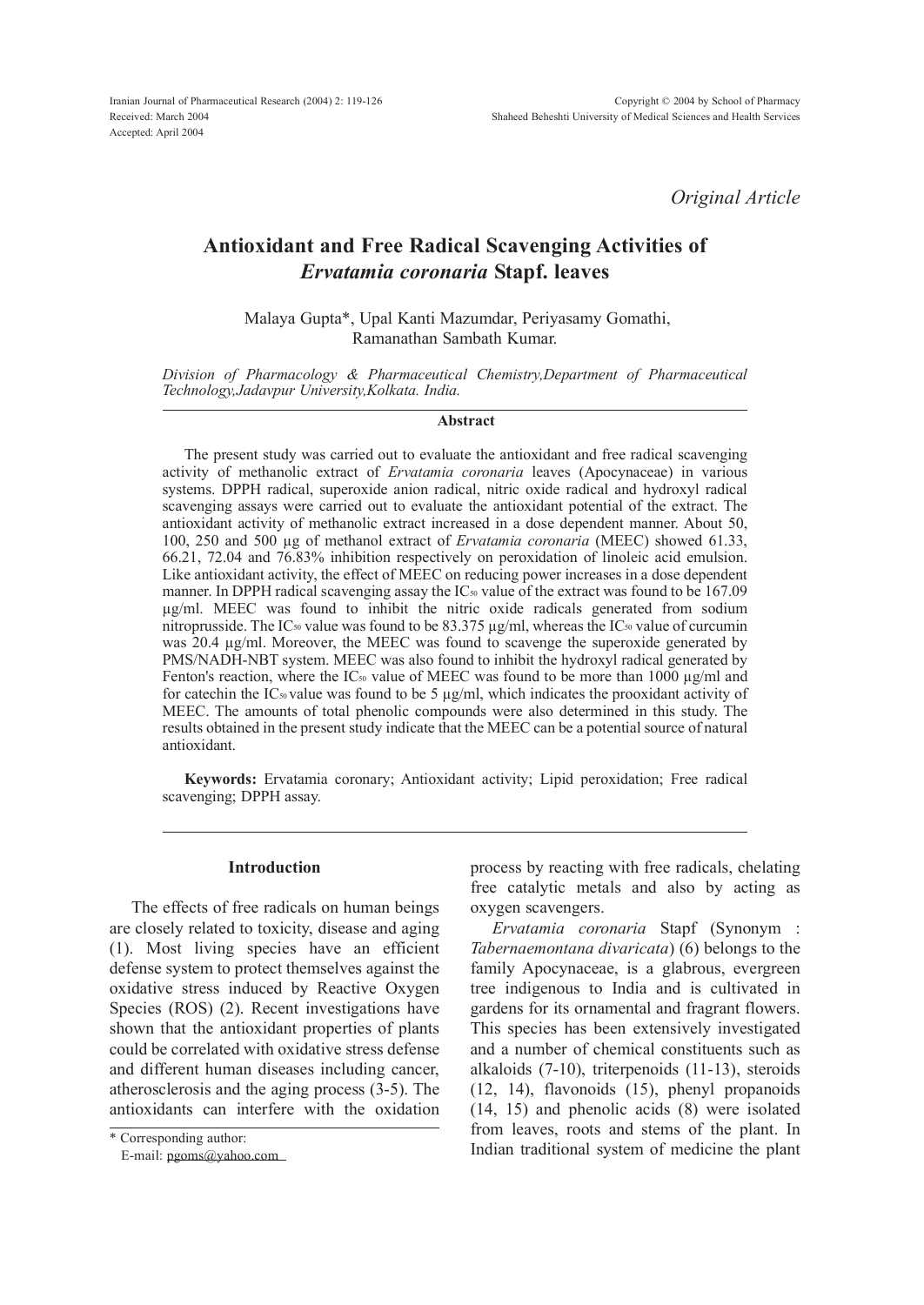Original Article

# Antioxidant and Free Radical Scavenging Activities of *Ervatamia coronaria* Stapf. leaves

Malaya Gupta*, Upal Kanti Mazumdar, Periyasamy Gomathi, Ramanathan Sambath Kumar.

*Division of Pharmacology & Pharmaceutical Chemistry,Department of Pharmaceutical Technology,Jadavpur University,Kolkata. India.*

## Abstract

The present study was carried out to evaluate the antioxidant and free radical scavenging activity of methanolic extract of *Ervatamia coronaria* leaves (Apocynaceae) in various systems. DPPH radical, superoxide anion radical, nitric oxide radical and hydroxyl radical scavenging assays were carried out to evaluate the antioxidant potential of the extract. The antioxidant activity of methanolic extract increased in a dose dependent manner. About 50, 100, 250 and 500 µg of methanol extract of *Ervatamia coronaria* (MEEC) showed 61.33, 66.21, 72.04 and 76.83% inhibition respectively on peroxidation of linoleic acid emulsion. Like antioxidant activity, the effect of MEEC on reducing power increases in a dose dependent manner. In DPPH radical scavenging assay the $IC_{50}$ value of the extract was found to be 167.09 µg/ml. MEEC was found to inhibit the nitric oxide radicals generated from sodium nitroprusside. The $IC_{50}$ value was found to be 83.375 µg/ml, whereas the $IC_{50}$ value of curcumin was 20.4 µg/ml. Moreover, the MEEC was found to scavenge the superoxide generated by PMS/NADH-NBT system. MEEC was also found to inhibit the hydroxyl radical generated by Fenton's reaction, where the $IC_{50}$ value of MEEC was found to be more than 1000 µg/ml and for catechin the $IC_{50}$ value was found to be 5 µg/ml, which indicates the prooxidant activity of MEEC. The amounts of total phenolic compounds were also determined in this study. The results obtained in the present study indicate that the MEEC can be a potential source of natural antioxidant.

**Keywords:** Ervatamia coronary; Antioxidant activity; Lipid peroxidation; Free radical scavenging; DPPH assay.

## Introduction

The effects of free radicals on human beings are closely related to toxicity, disease and aging (1). Most living species have an efficient defense system to protect themselves against the oxidative stress induced by Reactive Oxygen Species (ROS) (2). Recent investigations have shown that the antioxidant properties of plants could be correlated with oxidative stress defense and different human diseases including cancer, atherosclerosis and the aging process (3-5). The antioxidants can interfere with the oxidation process by reacting with free radicals, chelating free catalytic metals and also by acting as oxygen scavengers.

*Ervatamia coronaria* Stapf (Synonym : *Tabernaemontana divaricata*) (6) belongs to the family Apocynaceae, is a glabrous, evergreen tree indigenous to India and is cultivated in gardens for its ornamental and fragrant flowers. This species has been extensively investigated and a number of chemical constituents such as alkaloids (7-10), triterpenoids (11-13), steroids (12, 14), flavonoids (15), phenyl propanoids (14, 15) and phenolic acids (8) were isolated from leaves, roots and stems of the plant. In Indian traditional system of medicine the plant

\* Corresponding author:
E-mail: pgoms@yahoo.com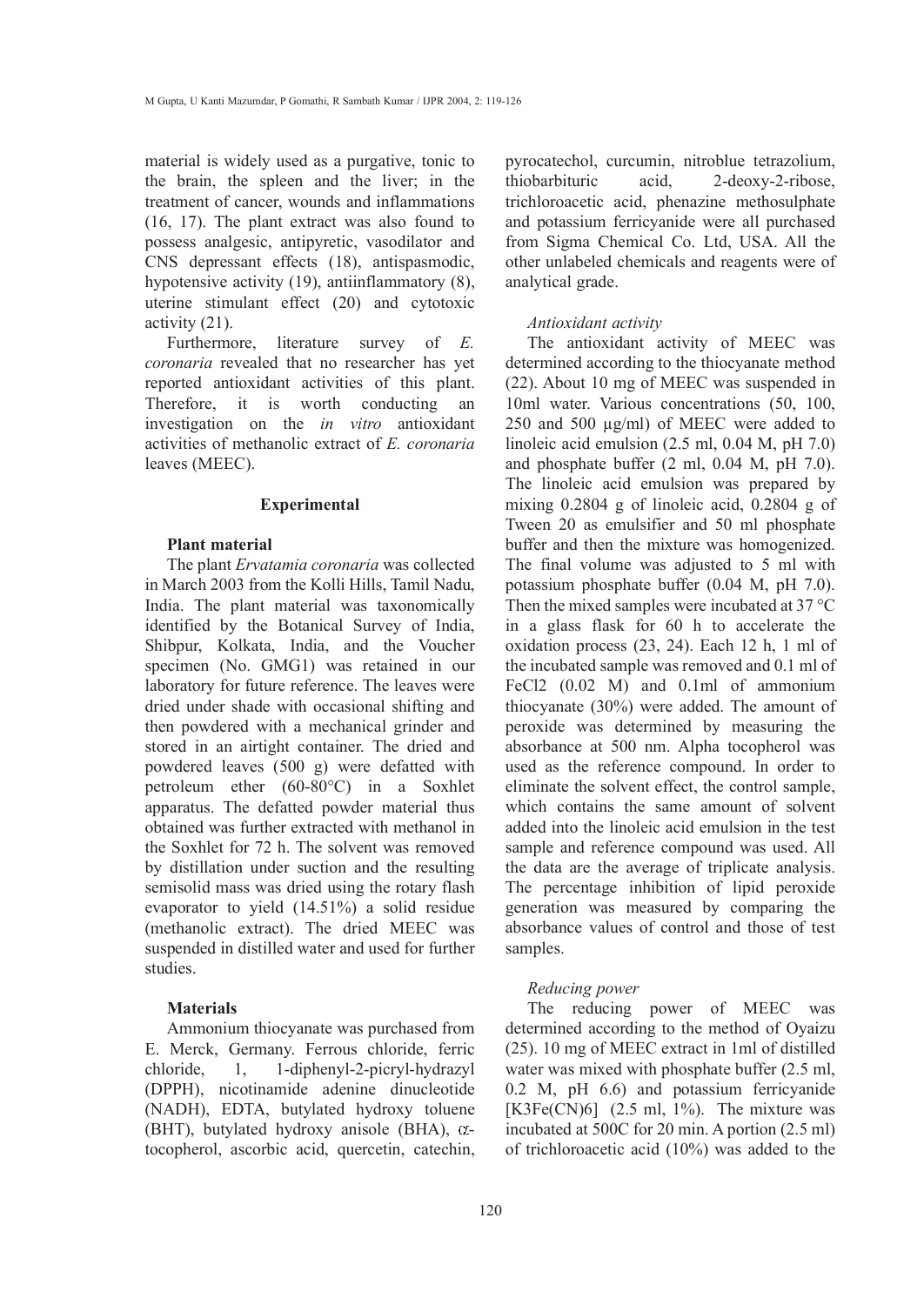material is widely used as a purgative, tonic to the brain, the spleen and the liver; in the treatment of cancer, wounds and inflammations (16, 17). The plant extract was also found to possess analgesic, antipyretic, vasodilator and CNS depressant effects (18), antispasmodic, hypotensive activity (19), antiinflammatory (8), uterine stimulant effect (20) and cytotoxic activity (21).

Furthermore, literature survey of *E. coronaria* revealed that no researcher has yet reported antioxidant activities of this plant. Therefore, it is worth conducting an investigation on the *in vitro* antioxidant activities of methanolic extract of *E. coronaria* leaves (MEEC).

## Experimental

### Plant material

The plant *Ervatamia coronaria* was collected in March 2003 from the Kolli Hills, Tamil Nadu, India. The plant material was taxonomically identified by the Botanical Survey of India, Shibpur, Kolkata, India, and the Voucher specimen (No. GMG1) was retained in our laboratory for future reference. The leaves were dried under shade with occasional shifting and then powdered with a mechanical grinder and stored in an airtight container. The dried and powdered leaves (500 g) were defatted with petroleum ether (60-80°C) in a Soxhlet apparatus. The defatted powder material thus obtained was further extracted with methanol in the Soxhlet for 72 h. The solvent was removed by distillation under suction and the resulting semisolid mass was dried using the rotary flash evaporator to yield (14.51%) a solid residue (methanolic extract). The dried MEEC was suspended in distilled water and used for further studies.

### Materials

Ammonium thiocyanate was purchased from E. Merck, Germany. Ferrous chloride, ferric chloride, 1, 1-diphenyl-2-picryl-hydrazyl (DPPH), nicotinamide adenine dinucleotide (NADH), EDTA, butylated hydroxy toluene (BHT), butylated hydroxy anisole (BHA), $\alpha$-tocopherol, ascorbic acid, quercetin, catechin, pyrocatechol, curcumin, nitroblue tetrazolium, thiobarbituric acid, 2-deoxy-2-ribose, trichloroacetic acid, phenazine methosulphate and potassium ferricyanide were all purchased from Sigma Chemical Co. Ltd, USA. All the other unlabeled chemicals and reagents were of analytical grade.

#### *Antioxidant activity*

The antioxidant activity of MEEC was determined according to the thiocyanate method (22). About 10 mg of MEEC was suspended in 10ml water. Various concentrations (50, 100, 250 and 500 µg/ml) of MEEC were added to linoleic acid emulsion (2.5 ml, 0.04 M, pH 7.0) and phosphate buffer (2 ml, 0.04 M, pH 7.0). The linoleic acid emulsion was prepared by mixing 0.2804 g of linoleic acid, 0.2804 g of Tween 20 as emulsifier and 50 ml phosphate buffer and then the mixture was homogenized. The final volume was adjusted to 5 ml with potassium phosphate buffer (0.04 M, pH 7.0). Then the mixed samples were incubated at 37 °C in a glass flask for 60 h to accelerate the oxidation process (23, 24). Each 12 h, 1 ml of the incubated sample was removed and 0.1 ml of $FeCl_2$ (0.02 M) and 0.1ml of ammonium thiocyanate (30%) were added. The amount of peroxide was determined by measuring the absorbance at 500 nm. Alpha tocopherol was used as the reference compound. In order to eliminate the solvent effect, the control sample, which contains the same amount of solvent added into the linoleic acid emulsion in the test sample and reference compound was used. All the data are the average of triplicate analysis. The percentage inhibition of lipid peroxide generation was measured by comparing the absorbance values of control and those of test samples.

#### *Reducing power*

The reducing power of MEEC was determined according to the method of Oyaizu (25). 10 mg of MEEC extract in 1ml of distilled water was mixed with phosphate buffer (2.5 ml, 0.2 M, pH 6.6) and potassium ferricyanide [$K_3Fe(CN)_6$] (2.5 ml, 1%). The mixture was incubated at 500C for 20 min. A portion (2.5 ml) of trichloroacetic acid (10%) was added to the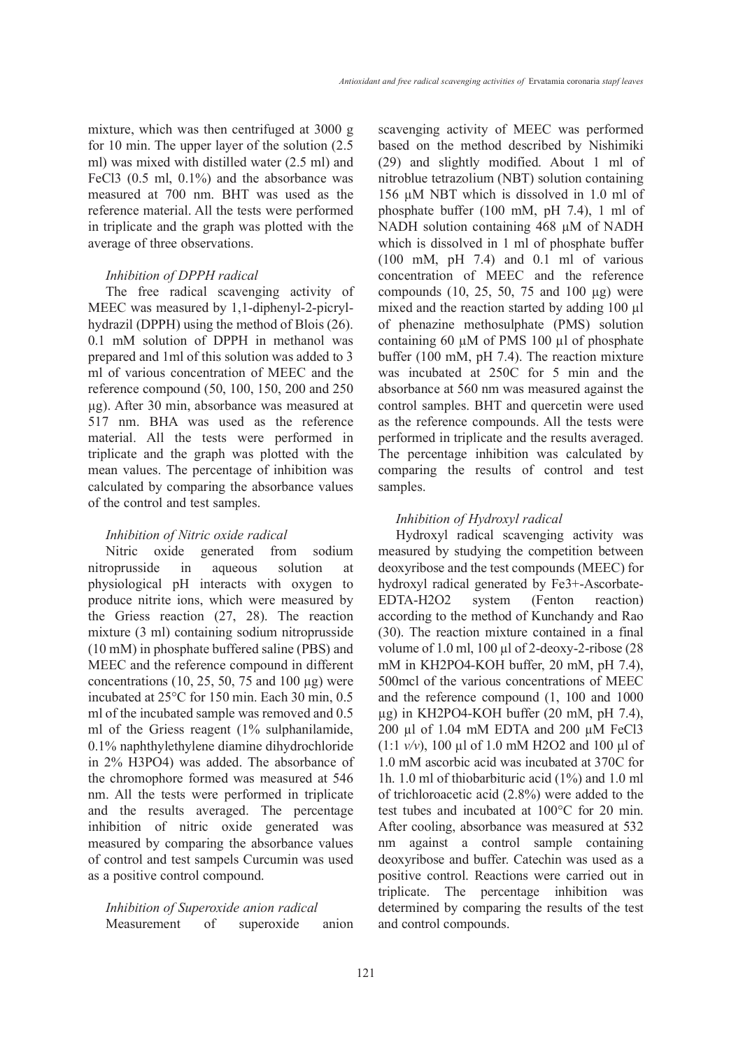mixture, which was then centrifuged at 3000 g for 10 min. The upper layer of the solution (2.5 ml) was mixed with distilled water (2.5 ml) and $FeCl_3$ (0.5 ml, 0.1%) and the absorbance was measured at 700 nm. BHT was used as the reference material. All the tests were performed in triplicate and the graph was plotted with the average of three observations.

### *Inhibition of DPPH radical*

The free radical scavenging activity of MEEC was measured by 1,1-diphenyl-2-picryl-hydrazil (DPPH) using the method of Blois (26). 0.1 mM solution of DPPH in methanol was prepared and 1ml of this solution was added to 3 ml of various concentration of MEEC and the reference compound (50, 100, 150, 200 and 250 µg). After 30 min, absorbance was measured at 517 nm. BHA was used as the reference material. All the tests were performed in triplicate and the graph was plotted with the mean values. The percentage of inhibition was calculated by comparing the absorbance values of the control and test samples.

### *Inhibition of Nitric oxide radical*

Nitric oxide generated from sodium nitroprusside in aqueous solution at physiological pH interacts with oxygen to produce nitrite ions, which were measured by the Griess reaction (27, 28). The reaction mixture (3 ml) containing sodium nitroprusside (10 mM) in phosphate buffered saline (PBS) and MEEC and the reference compound in different concentrations (10, 25, 50, 75 and 100 µg) were incubated at 25°C for 150 min. Each 30 min, 0.5 ml of the incubated sample was removed and 0.5 ml of the Griess reagent (1% sulphanilamide, 0.1% naphthylethylene diamine dihydrochloride in 2% $H_3PO_4$) was added. The absorbance of the chromophore formed was measured at 546 nm. All the tests were performed in triplicate and the results averaged. The percentage inhibition of nitric oxide generated was measured by comparing the absorbance values of control and test sampels Curcumin was used as a positive control compound.

### *Inhibition of Superoxide anion radical*

Measurement of superoxide anion scavenging activity of MEEC was performed based on the method described by Nishimiki (29) and slightly modified. About 1 ml of nitroblue tetrazolium (NBT) solution containing 156 µM NBT which is dissolved in 1.0 ml of phosphate buffer (100 mM, pH 7.4), 1 ml of NADH solution containing 468 µM of NADH which is dissolved in 1 ml of phosphate buffer (100 mM, pH 7.4) and 0.1 ml of various concentration of MEEC and the reference compounds (10, 25, 50, 75 and 100 µg) were mixed and the reaction started by adding 100 µl of phenazine methosulphate (PMS) solution containing 60 µM of PMS 100 µl of phosphate buffer (100 mM, pH 7.4). The reaction mixture was incubated at 250C for 5 min and the absorbance at 560 nm was measured against the control samples. BHT and quercetin were used as the reference compounds. All the tests were performed in triplicate and the results averaged. The percentage inhibition was calculated by comparing the results of control and test samples.

### *Inhibition of Hydroxyl radical*

Hydroxyl radical scavenging activity was measured by studying the competition between deoxyribose and the test compounds (MEEC) for hydroxyl radical generated by $Fe^{3+}$-Ascorbate-EDTA-$H_2O_2$ system (Fenton reaction) according to the method of Kunchandy and Rao (30). The reaction mixture contained in a final volume of 1.0 ml, 100 µl of 2-deoxy-2-ribose (28 mM in $KH_2PO_4$-KOH buffer, 20 mM, pH 7.4), 500mcl of the various concentrations of MEEC and the reference compound (1, 100 and 1000 µg) in $KH_2PO_4$-KOH buffer (20 mM, pH 7.4), 200 µl of 1.04 mM EDTA and 200 µM $FeCl_3$ (1:1 *v/v*), 100 µl of 1.0 mM $H_2O_2$ and 100 µl of 1.0 mM ascorbic acid was incubated at 370C for 1h. 1.0 ml of thiobarbituric acid (1%) and 1.0 ml of trichloroacetic acid (2.8%) were added to the test tubes and incubated at 100°C for 20 min. After cooling, absorbance was measured at 532 nm against a control sample containing deoxyribose and buffer. Catechin was used as a positive control. Reactions were carried out in triplicate. The percentage inhibition was determined by comparing the results of the test and control compounds.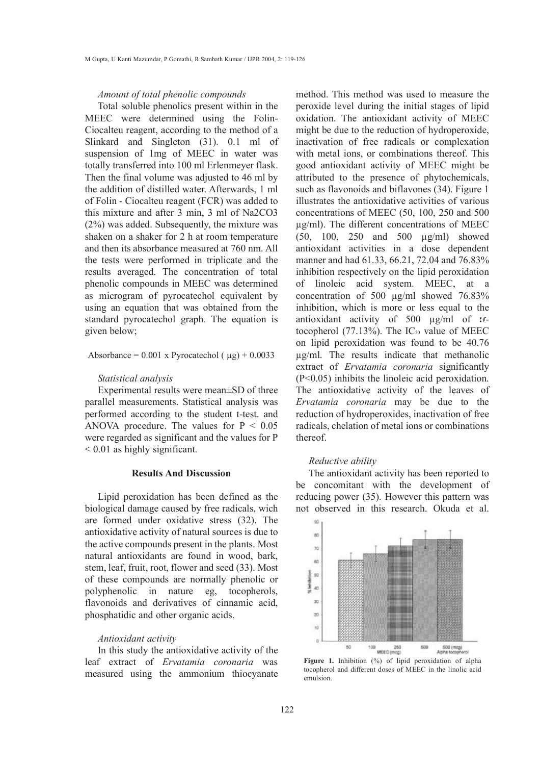*Amount of total phenolic compounds*

Total soluble phenolics present within in the MEEC were determined using the Folin-Ciocalteu reagent, according to the method of a Slinkard and Singleton (31). 0.1 ml of suspension of 1mg of MEEC in water was totally transferred into 100 ml Erlenmeyer flask. Then the final volume was adjusted to 46 ml by the addition of distilled water. Afterwards, 1 ml of Folin - Ciocalteu reagent (FCR) was added to this mixture and after 3 min, 3 ml of $Na_2CO_3$ (2%) was added. Subsequently, the mixture was shaken on a shaker for 2 h at room temperature and then its absorbance measured at 760 nm. All the tests were performed in triplicate and the results averaged. The concentration of total phenolic compounds in MEEC was determined as microgram of pyrocatechol equivalent by using an equation that was obtained from the standard pyrocatechol graph. The equation is given below;

$$\text{Absorbance} = 0.001 \times \text{Pyrocatechol} \ (\mu g) + 0.0033$$

*Statistical analysis*

Experimental results were mean±SD of three parallel measurements. Statistical analysis was performed according to the student t-test. and ANOVA procedure. The values for $P < 0.05$ were regarded as significant and the values for $P < 0.01$ as highly significant.

## Results And Discussion

Lipid peroxidation has been defined as the biological damage caused by free radicals, wich are formed under oxidative stress (32). The antioxidative activity of natural sources is due to the active compounds present in the plants. Most natural antioxidants are found in wood, bark, stem, leaf, fruit, root, flower and seed (33). Most of these compounds are normally phenolic or polyphenolic in nature eg, tocopherols, flavonoids and derivatives of cinnamic acid, phosphatidic and other organic acids.

*Antioxidant activity*

In this study the antioxidative activity of the leaf extract of *Ervatamia coronaria* was measured using the ammonium thiocyanate method. This method was used to measure the peroxide level during the initial stages of lipid oxidation. The antioxidant activity of MEEC might be due to the reduction of hydroperoxide, inactivation of free radicals or complexation with metal ions, or combinations thereof. This good antioxidant activity of MEEC might be attributed to the presence of phytochemicals, such as flavonoids and biflavones (34). Figure 1 illustrates the antioxidative activities of various concentrations of MEEC (50, 100, 250 and 500 µg/ml). The different concentrations of MEEC (50, 100, 250 and 500 µg/ml) showed antioxidant activities in a dose dependent manner and had 61.33, 66.21, 72.04 and 76.83% inhibition respectively on the lipid peroxidation of linoleic acid system. MEEC, at a concentration of 500 µg/ml showed 76.83% inhibition, which is more or less equal to the antioxidant activity of 500 µg/ml of α-tocopherol (77.13%). The $IC_{50}$ value of MEEC on lipid peroxidation was found to be 40.76 µg/ml. The results indicate that methanolic extract of *Ervatamia coronaria* significantly ($P<0.05$) inhibits the linoleic acid peroxidation. The antioxidative activity of the leaves of *Ervatamia coronaria* may be due to the reduction of hydroperoxides, inactivation of free radicals, chelation of metal ions or combinations thereof.

*Reductive ability*

The antioxidant activity has been reported to be concomitant with the development of reducing power (35). However this pattern was not observed in this research. Okuda et al.

% Inhibition

90
80
70
60
50
40
30
20
10
0

50 100 250 500 500 (mcg)
MEEC (mcg) Alpha tocopherol

**Figure 1.** Inhibition (%) of lipid peroxidation of alpha tocopherol and different doses of MEEC in the linolic acid emulsion.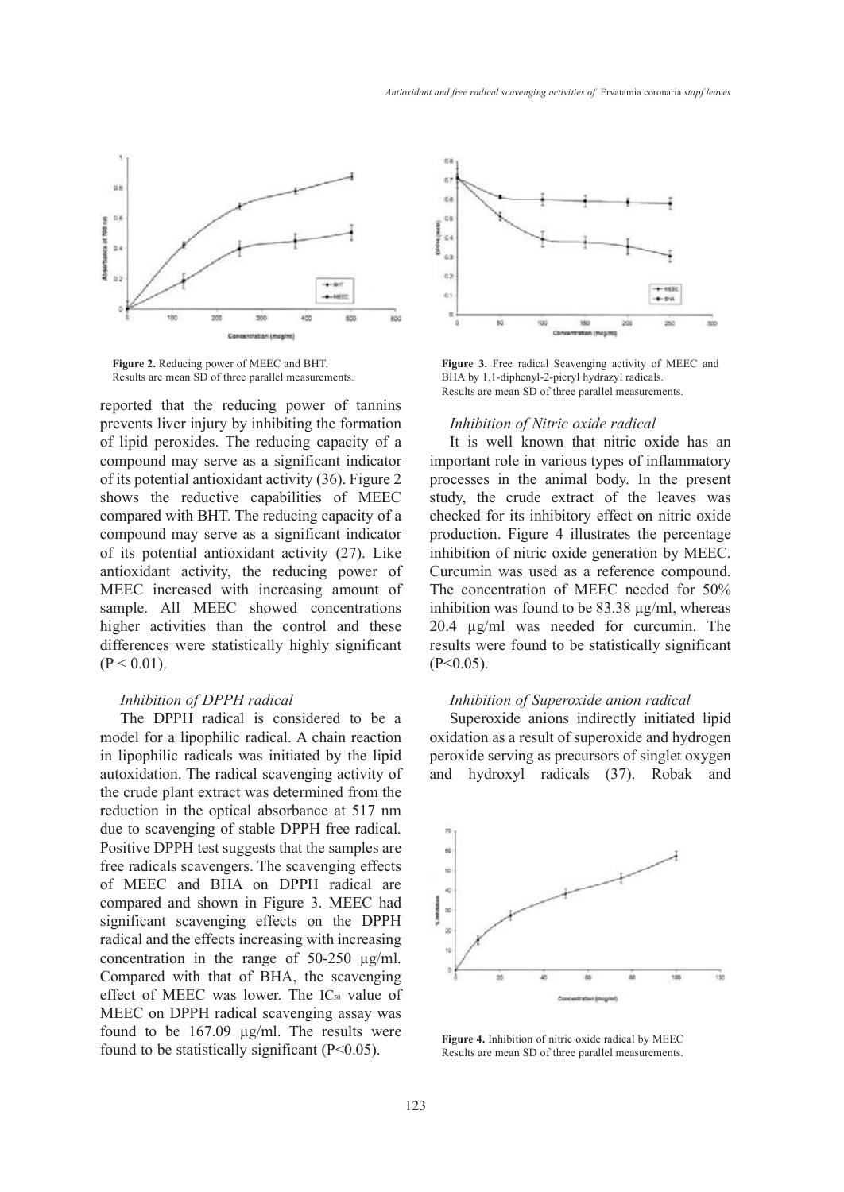Absorbance at 700 nm

Concentration (mcg/ml)

BHT
MEEC

Figure 2. Reducing power of MEEC and BHT.
Results are mean SD of three parallel measurements.

DPPH (mM)

Concentration (mcg/ml)

MEEC
BHA

Figure 3. Free radical Scavenging activity of MEEC and BHA by 1,1-diphenyl-2-picryl hydrazyl radicals.
Results are mean SD of three parallel measurements.

reported that the reducing power of tannins prevents liver injury by inhibiting the formation of lipid peroxides. The reducing capacity of a compound may serve as a significant indicator of its potential antioxidant activity (36). Figure 2 shows the reductive capabilities of MEEC compared with BHT. The reducing capacity of a compound may serve as a significant indicator of its potential antioxidant activity (27). Like antioxidant activity, the reducing power of MEEC increased with increasing amount of sample. All MEEC showed concentrations higher activities than the control and these differences were statistically highly significant ($P < 0.01$).

### *Inhibition of DPPH radical*

The DPPH radical is considered to be a model for a lipophilic radical. A chain reaction in lipophilic radicals was initiated by the lipid autoxidation. The radical scavenging activity of the crude plant extract was determined from the reduction in the optical absorbance at 517 nm due to scavenging of stable DPPH free radical. Positive DPPH test suggests that the samples are free radicals scavengers. The scavenging effects of MEEC and BHA on DPPH radical are compared and shown in Figure 3. MEEC had significant scavenging effects on the DPPH radical and the effects increasing with increasing concentration in the range of 50-250 µg/ml. Compared with that of BHA, the scavenging effect of MEEC was lower. The $IC_{50}$ value of MEEC on DPPH radical scavenging assay was found to be 167.09 µg/ml. The results were found to be statistically significant ($P<0.05$).

### *Inhibition of Nitric oxide radical*

It is well known that nitric oxide has an important role in various types of inflammatory processes in the animal body. In the present study, the crude extract of the leaves was checked for its inhibitory effect on nitric oxide production. Figure 4 illustrates the percentage inhibition of nitric oxide generation by MEEC. Curcumin was used as a reference compound. The concentration of MEEC needed for 50% inhibition was found to be 83.38 µg/ml, whereas 20.4 µg/ml was needed for curcumin. The results were found to be statistically significant ($P<0.05$).

### *Inhibition of Superoxide anion radical*

Superoxide anions indirectly initiated lipid oxidation as a result of superoxide and hydrogen peroxide serving as precursors of singlet oxygen and hydroxyl radicals (37). Robak and

% Inhibition

Concentration (mcg/ml)

Figure 4. Inhibition of nitric oxide radical by MEEC
Results are mean SD of three parallel measurements.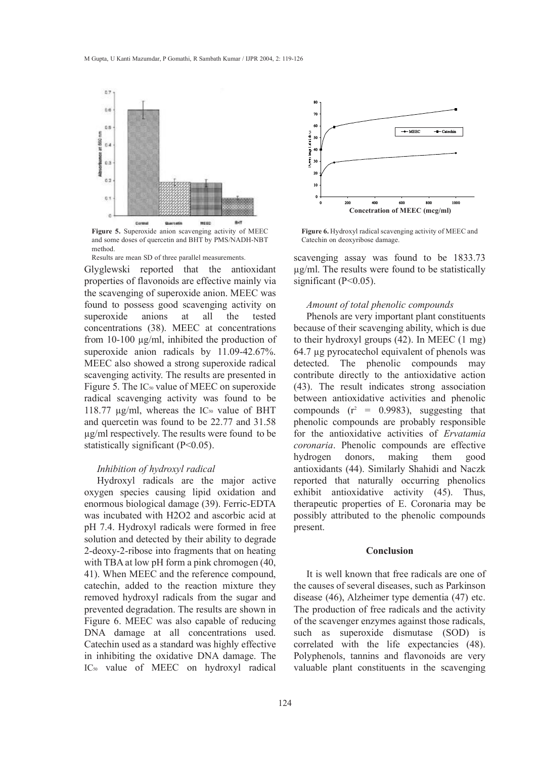0.7
0.6
0.5
0.4
0.3
0.2
0.1
0
Absorbance at 560 nm
Control Quercetin MEEC BHT

**Figure 5.** Superoxide anion scavenging activity of MEEC and some doses of quercetin and BHT by PMS/NADH-NBT method.

Results are mean SD of three parallel measurements.

80
70
60
50
40
30
20
10
0
Percentage Inhibition
0 200 400 600 800 1000
Concetration of MEEC (mcg/ml)
MEEC Catechin

**Figure 6.** Hydroxyl radical scavenging activity of MEEC and Catechin on deoxyribose damage.

Glyglewski reported that the antioxidant properties of flavonoids are effective mainly via the scavenging of superoxide anion. MEEC was found to possess good scavenging activity on superoxide anions at all the tested concentrations (38). MEEC at concentrations from 10-100 µg/ml, inhibited the production of superoxide anion radicals by 11.09-42.67%. MEEC also showed a strong superoxide radical scavenging activity. The results are presented in Figure 5. The $IC_{50}$ value of MEEC on superoxide radical scavenging activity was found to be 118.77 µg/ml, whereas the $IC_{50}$ value of BHT and quercetin was found to be 22.77 and 31.58 µg/ml respectively. The results were found to be statistically significant ($P<0.05$).

### *Inhibition of hydroxyl radical*

Hydroxyl radicals are the major active oxygen species causing lipid oxidation and enormous biological damage (39). Ferric-EDTA was incubated with H2O2 and ascorbic acid at pH 7.4. Hydroxyl radicals were formed in free solution and detected by their ability to degrade 2-deoxy-2-ribose into fragments that on heating with TBA at low pH form a pink chromogen (40, 41). When MEEC and the reference compound, catechin, added to the reaction mixture they removed hydroxyl radicals from the sugar and prevented degradation. The results are shown in Figure 6. MEEC was also capable of reducing DNA damage at all concentrations used. Catechin used as a standard was highly effective in inhibiting the oxidative DNA damage. The $IC_{50}$ value of MEEC on hydroxyl radical scavenging assay was found to be 1833.73 µg/ml. The results were found to be statistically significant ($P<0.05$).

### *Amount of total phenolic compounds*

Phenols are very important plant constituents because of their scavenging ability, which is due to their hydroxyl groups (42). In MEEC (1 mg) 64.7 µg pyrocatechol equivalent of phenols was detected. The phenolic compounds may contribute directly to the antioxidative action (43). The result indicates strong association between antioxidative activities and phenolic compounds ($r^2$ = 0.9983), suggesting that phenolic compounds are probably responsible for the antioxidative activities of *Ervatamia coronaria*. Phenolic compounds are effective hydrogen donors, making them good antioxidants (44). Similarly Shahidi and Naczk reported that naturally occurring phenolics exhibit antioxidative activity (45). Thus, therapeutic properties of E. Coronaria may be possibly attributed to the phenolic compounds present.

## Conclusion

It is well known that free radicals are one of the causes of several diseases, such as Parkinson disease (46), Alzheimer type dementia (47) etc. The production of free radicals and the activity of the scavenger enzymes against those radicals, such as superoxide dismutase (SOD) is correlated with the life expectancies (48). Polyphenols, tannins and flavonoids are very valuable plant constituents in the scavenging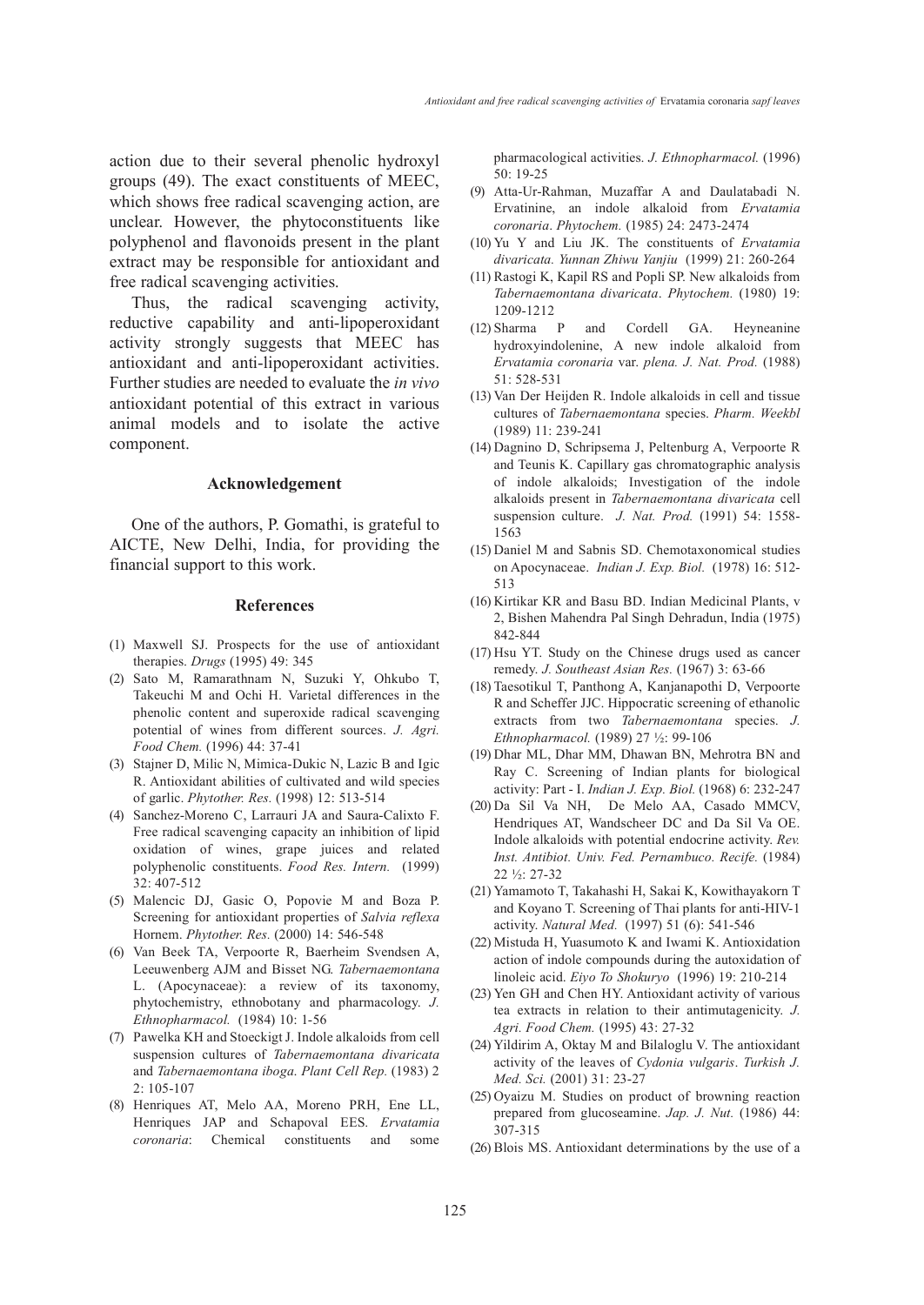action due to their several phenolic hydroxyl groups (49). The exact constituents of MEEC, which shows free radical scavenging action, are unclear. However, the phytoconstituents like polyphenol and flavonoids present in the plant extract may be responsible for antioxidant and free radical scavenging activities.

Thus, the radical scavenging activity, reductive capability and anti-lipoperoxidant activity strongly suggests that MEEC has antioxidant and anti-lipoperoxidant activities. Further studies are needed to evaluate the *in vivo* antioxidant potential of this extract in various animal models and to isolate the active component.

## Acknowledgement

One of the authors, P. Gomathi, is grateful to AICTE, New Delhi, India, for providing the financial support to this work.

## References

(1) Maxwell SJ. Prospects for the use of antioxidant therapies. *Drugs* (1995) 49: 345

(2) Sato M, Ramarathnam N, Suzuki Y, Ohkubo T, Takeuchi M and Ochi H. Varietal differences in the phenolic content and superoxide radical scavenging potential of wines from different sources. *J. Agri. Food Chem.* (1996) 44: 37-41

(3) Stajner D, Milic N, Mimica-Dukic N, Lazic B and Igic R. Antioxidant abilities of cultivated and wild species of garlic. *Phytother. Res.* (1998) 12: 513-514

(4) Sanchez-Moreno C, Larrauri JA and Saura-Calixto F. Free radical scavenging capacity an inhibition of lipid oxidation of wines, grape juices and related polyphenolic constituents. *Food Res. Intern.* (1999) 32: 407-512

(5) Malencic DJ, Gasic O, Popovie M and Boza P. Screening for antioxidant properties of *Salvia reflexa* Hornem. *Phytother. Res.* (2000) 14: 546-548

(6) Van Beek TA, Verpoorte R, Baerheim Svendsen A, Leeuwenberg AJM and Bisset NG. *Tabernaemontana* L. (Apocynaceae): a review of its taxonomy, phytochemistry, ethnobotany and pharmacology. *J. Ethnopharmacol.* (1984) 10: 1-56

(7) Pawelka KH and Stoeckigt J. Indole alkaloids from cell suspension cultures of *Tabernaemontana divaricata* and *Tabernaemontana iboga*. *Plant Cell Rep.* (1983) 2 2: 105-107

(8) Henriques AT, Melo AA, Moreno PRH, Ene LL, Henriques JAP and Schapoval EES. *Ervatamia coronaria*: Chemical constituents and some pharmacological activities. *J. Ethnopharmacol.* (1996) 50: 19-25

(9) Atta-Ur-Rahman, Muzaffar A and Daulatabadi N. Ervatinine, an indole alkaloid from *Ervatamia coronaria*. *Phytochem.* (1985) 24: 2473-2474

(10) Yu Y and Liu JK. The constituents of *Ervatamia divaricata. Yunnan Zhiwu Yanjiu* (1999) 21: 260-264

(11) Rastogi K, Kapil RS and Popli SP. New alkaloids from *Tabernaemontana divaricata*. *Phytochem.* (1980) 19: 1209-1212

(12) Sharma P and Cordell GA. Heyneanine hydroxyindolenine, A new indole alkaloid from *Ervatamia coronaria* var. *plena. J. Nat. Prod.* (1988) 51: 528-531

(13) Van Der Heijden R. Indole alkaloids in cell and tissue cultures of *Tabernaemontana* species. *Pharm. Weekbl* (1989) 11: 239-241

(14) Dagnino D, Schripsema J, Peltenburg A, Verpoorte R and Teunis K. Capillary gas chromatographic analysis of indole alkaloids; Investigation of the indole alkaloids present in *Tabernaemontana divaricata* cell suspension culture. *J. Nat. Prod.* (1991) 54: 1558-1563

(15) Daniel M and Sabnis SD. Chemotaxonomical studies on Apocynaceae. *Indian J. Exp. Biol.* (1978) 16: 512-513

(16) Kirtikar KR and Basu BD. Indian Medicinal Plants, v 2, Bishen Mahendra Pal Singh Dehradun, India (1975) 842-844

(17) Hsu YT. Study on the Chinese drugs used as cancer remedy. *J. Southeast Asian Res.* (1967) 3: 63-66

(18) Taesotikul T, Panthong A, Kanjanapothi D, Verpoorte R and Scheffer JJC. Hippocratic screening of ethanolic extracts from two *Tabernaemontana* species. *J. Ethnopharmacol.* (1989) 27 ½: 99-106

(19) Dhar ML, Dhar MM, Dhawan BN, Mehrotra BN and Ray C. Screening of Indian plants for biological activity: Part - I. *Indian J. Exp. Biol.* (1968) 6: 232-247

(20) Da Sil Va NH, De Melo AA, Casado MMCV, Hendriques AT, Wandscheer DC and Da Sil Va OE. Indole alkaloids with potential endocrine activity. *Rev. Inst. Antibiot. Univ. Fed. Pernambuco. Recife.* (1984) 22 ½: 27-32

(21) Yamamoto T, Takahashi H, Sakai K, Kowithayakorn T and Koyano T. Screening of Thai plants for anti-HIV-1 activity. *Natural Med.* (1997) 51 (6): 541-546

(22) Mistuda H, Yuasumoto K and Iwami K. Antioxidation action of indole compounds during the autoxidation of linoleic acid. *Eiyo To Shokuryo* (1996) 19: 210-214

(23) Yen GH and Chen HY. Antioxidant activity of various tea extracts in relation to their antimutagenicity. *J. Agri. Food Chem.* (1995) 43: 27-32

(24) Yildirim A, Oktay M and Bilaloglu V. The antioxidant activity of the leaves of *Cydonia vulgaris*. *Turkish J. Med. Sci.* (2001) 31: 23-27

(25) Oyaizu M. Studies on product of browning reaction prepared from glucoseamine. *Jap. J. Nut*. (1986) 44: 307-315

(26) Blois MS. Antioxidant determinations by the use of a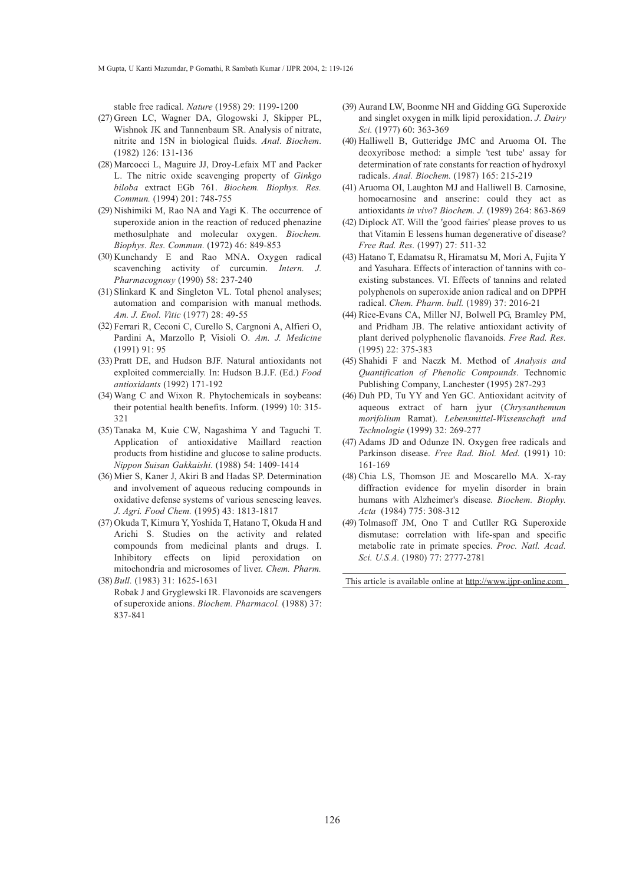stable free radical. *Nature* (1958) 29: 1199-1200

(27) Green LC, Wagner DA, Glogowski J, Skipper PL, Wishnok JK and Tannenbaum SR. Analysis of nitrate, nitrite and 15N in biological fluids. *Anal. Biochem.* (1982) 126: 131-136

(28) Marcocci L, Maguire JJ, Droy-Lefaix MT and Packer L. The nitric oxide scavenging property of *Ginkgo biloba* extract EGb 761. *Biochem. Biophys. Res. Commun.* (1994) 201: 748-755

(29) Nishimiki M, Rao NA and Yagi K. The occurrence of superoxide anion in the reaction of reduced phenazine methosulphate and molecular oxygen. *Biochem. Biophys. Res. Commun.* (1972) 46: 849-853

(30) Kunchandy E and Rao MNA. Oxygen radical scavenching activity of curcumin. *Intern. J. Pharmacognosy* (1990) 58: 237-240

(31) Slinkard K and Singleton VL. Total phenol analyses; automation and comparision with manual methods. *Am. J. Enol. Vitic* (1977) 28: 49-55

(32) Ferrari R, Ceconi C, Curello S, Cargnoni A, Alfieri O, Pardini A, Marzollo P, Visioli O. *Am. J. Medicine* (1991) 91: 95

(33) Pratt DE, and Hudson BJF. Natural antioxidants not exploited commercially. In: Hudson B.J.F. (Ed.) *Food antioxidants* (1992) 171-192

(34) Wang C and Wixon R. Phytochemicals in soybeans: their potential health benefits. Inform. (1999) 10: 315-321

(35) Tanaka M, Kuie CW, Nagashima Y and Taguchi T. Application of antioxidative Maillard reaction products from histidine and glucose to saline products. *Nippon Suisan Gakkaishi*. (1988) 54: 1409-1414

(36) Mier S, Kaner J, Akiri B and Hadas SP. Determination and involvement of aqueous reducing compounds in oxidative defense systems of various senescing leaves. *J. Agri. Food Chem.* (1995) 43: 1813-1817

(37) Okuda T, Kimura Y, Yoshida T, Hatano T, Okuda H and Arichi S. Studies on the activity and related compounds from medicinal plants and drugs. I. Inhibitory effects on lipid peroxidation on mitochondria and microsomes of liver. *Chem. Pharm. Bull.* (1983) 31: 1625-1631

(38) Robak J and Gryglewski IR. Flavonoids are scavengers of superoxide anions. *Biochem. Pharmacol.* (1988) 37: 837-841

(39) Aurand LW, Boonme NH and Gidding GG. Superoxide and singlet oxygen in milk lipid peroxidation. *J. Dairy Sci.* (1977) 60: 363-369

(40) Halliwell B, Gutteridge JMC and Aruoma OI. The deoxyribose method: a simple 'test tube' assay for determination of rate constants for reaction of hydroxyl radicals. *Anal. Biochem.* (1987) 165: 215-219

(41) Aruoma OI, Laughton MJ and Halliwell B. Carnosine, homocarnosine and anserine: could they act as antioxidants *in vivo*? *Biochem. J.* (1989) 264: 863-869

(42) Diplock AT. Will the 'good fairies' please proves to us that Vitamin E lessens human degenerative of disease? *Free Rad. Res.* (1997) 27: 511-32

(43) Hatano T, Edamatsu R, Hiramatsu M, Mori A, Fujita Y and Yasuhara. Effects of interaction of tannins with co-existing substances. VI. Effects of tannins and related polyphenols on superoxide anion radical and on DPPH radical. *Chem. Pharm. bull.* (1989) 37: 2016-21

(44) Rice-Evans CA, Miller NJ, Bolwell PG, Bramley PM, and Pridham JB. The relative antioxidant activity of plant derived polyphenolic flavanoids. *Free Rad. Res.* (1995) 22: 375-383

(45) Shahidi F and Naczk M. Method of *Analysis and Quantification of Phenolic Compounds*. Technomic Publishing Company, Lanchester (1995) 287-293

(46) Duh PD, Tu YY and Yen GC. Antioxidant acitvity of aqueous extract of harn jyur (*Chrysanthemum morifolium* Ramat). *Lebensmittel-Wissenschaft und Technologie* (1999) 32: 269-277

(47) Adams JD and Odunze IN. Oxygen free radicals and Parkinson disease. *Free Rad. Biol. Med.* (1991) 10: 161-169

(48) Chia LS, Thomson JE and Moscarello MA. X-ray diffraction evidence for myelin disorder in brain humans with Alzheimer's disease. *Biochem. Biophy. Acta* (1984) 775: 308-312

(49) Tolmasoff JM, Ono T and Cutller RG. Superoxide dismutase: correlation with life-span and specific metabolic rate in primate species. *Proc. Natl. Acad. Sci. U.S.A.* (1980) 77: 2777-2781

This article is available online at http://www.ijpr-online.com